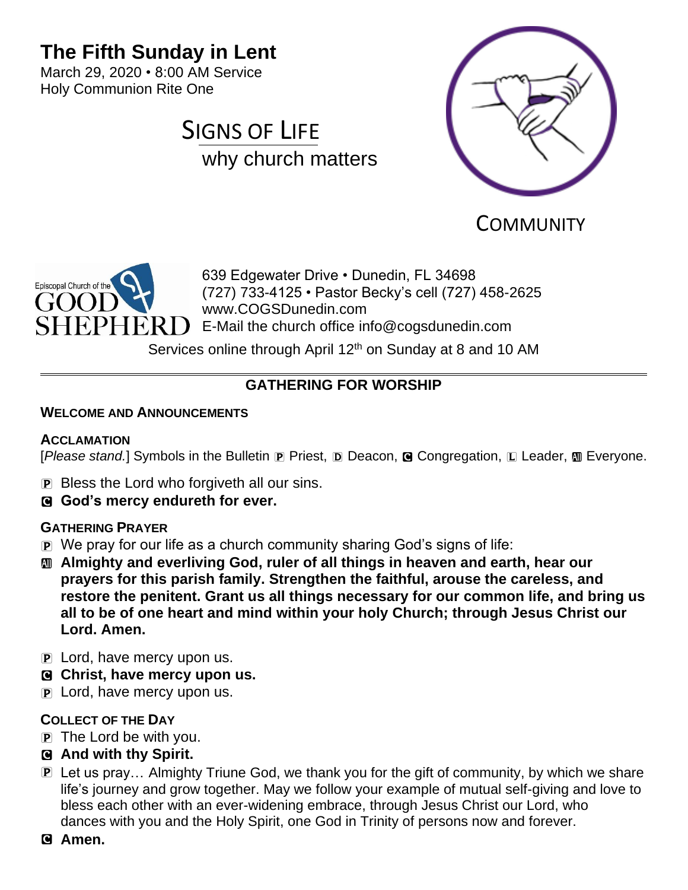# The Fifth Sunday in Lent

March 29, 2020 • 8:00 AM Service
Holy Communion Rite One

## SIGNS OF LIFE

why church matters

COMMUNITY

Episcopal Church of the GOOD SHEPHERD

639 Edgewater Drive • Dunedin, FL 34698
(727) 733-4125 • Pastor Becky's cell (727) 458-2625
www.COGSDunedin.com
E-Mail the church office info@cogsdunedin.com

Services online through April 12th on Sunday at 8 and 10 AM

---

## GATHERING FOR WORSHIP

### WELCOME AND ANNOUNCEMENTS

### ACCLAMATION

[*Please stand.*] Symbols in the Bulletin P Priest, D Deacon, C Congregation, L Leader, All Everyone.

P Bless the Lord who forgiveth all our sins.

C **God's mercy endureth for ever.**

### GATHERING PRAYER

P We pray for our life as a church community sharing God's signs of life:

All **Almighty and everliving God, ruler of all things in heaven and earth, hear our prayers for this parish family. Strengthen the faithful, arouse the careless, and restore the penitent. Grant us all things necessary for our common life, and bring us all to be of one heart and mind within your holy Church; through Jesus Christ our Lord. Amen.**

P Lord, have mercy upon us.

C **Christ, have mercy upon us.**

P Lord, have mercy upon us.

### COLLECT OF THE DAY

P The Lord be with you.

C **And with thy Spirit.**

P Let us pray… Almighty Triune God, we thank you for the gift of community, by which we share life's journey and grow together. May we follow your example of mutual self-giving and love to bless each other with an ever-widening embrace, through Jesus Christ our Lord, who dances with you and the Holy Spirit, one God in Trinity of persons now and forever.

C **Amen.**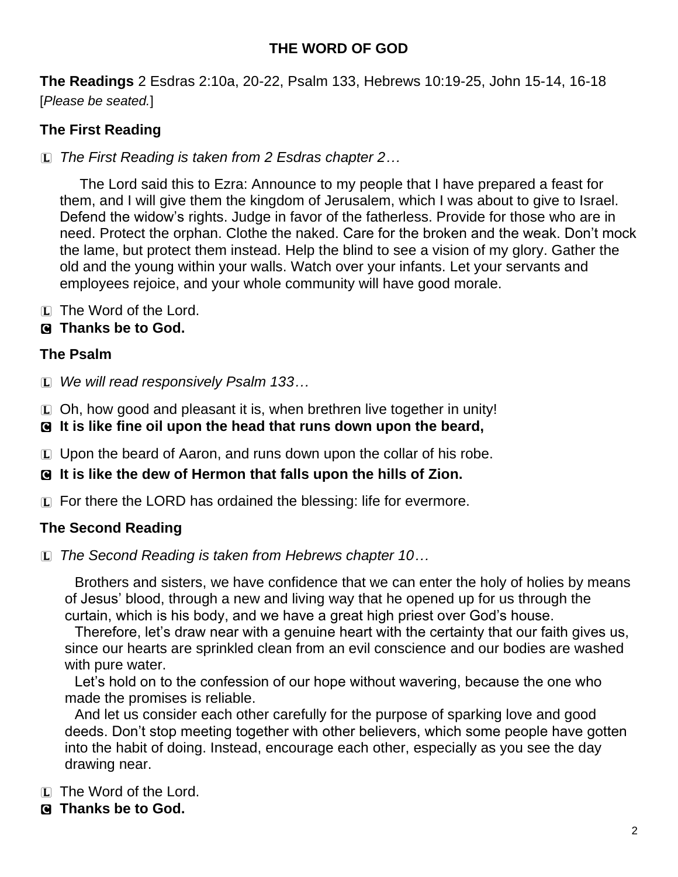## THE WORD OF GOD

**The Readings** 2 Esdras 2:10a, 20-22, Psalm 133, Hebrews 10:19-25, John 15-14, 16-18
[*Please be seated.*]

### The First Reading

L *The First Reading is taken from 2 Esdras chapter 2…*

The Lord said this to Ezra: Announce to my people that I have prepared a feast for them, and I will give them the kingdom of Jerusalem, which I was about to give to Israel. Defend the widow's rights. Judge in favor of the fatherless. Provide for those who are in need. Protect the orphan. Clothe the naked. Care for the broken and the weak. Don't mock the lame, but protect them instead. Help the blind to see a vision of my glory. Gather the old and the young within your walls. Watch over your infants. Let your servants and employees rejoice, and your whole community will have good morale.

L The Word of the Lord.
C **Thanks be to God.**

### The Psalm

L *We will read responsively Psalm 133…*

L Oh, how good and pleasant it is, when brethren live together in unity!
C **It is like fine oil upon the head that runs down upon the beard,**

L Upon the beard of Aaron, and runs down upon the collar of his robe.

C **It is like the dew of Hermon that falls upon the hills of Zion.**

L For there the LORD has ordained the blessing: life for evermore.

### The Second Reading

L *The Second Reading is taken from Hebrews chapter 10…*

Brothers and sisters, we have confidence that we can enter the holy of holies by means of Jesus' blood, through a new and living way that he opened up for us through the curtain, which is his body, and we have a great high priest over God's house.

Therefore, let's draw near with a genuine heart with the certainty that our faith gives us, since our hearts are sprinkled clean from an evil conscience and our bodies are washed with pure water.

Let's hold on to the confession of our hope without wavering, because the one who made the promises is reliable.

And let us consider each other carefully for the purpose of sparking love and good deeds. Don't stop meeting together with other believers, which some people have gotten into the habit of doing. Instead, encourage each other, especially as you see the day drawing near.

L The Word of the Lord.
C **Thanks be to God.**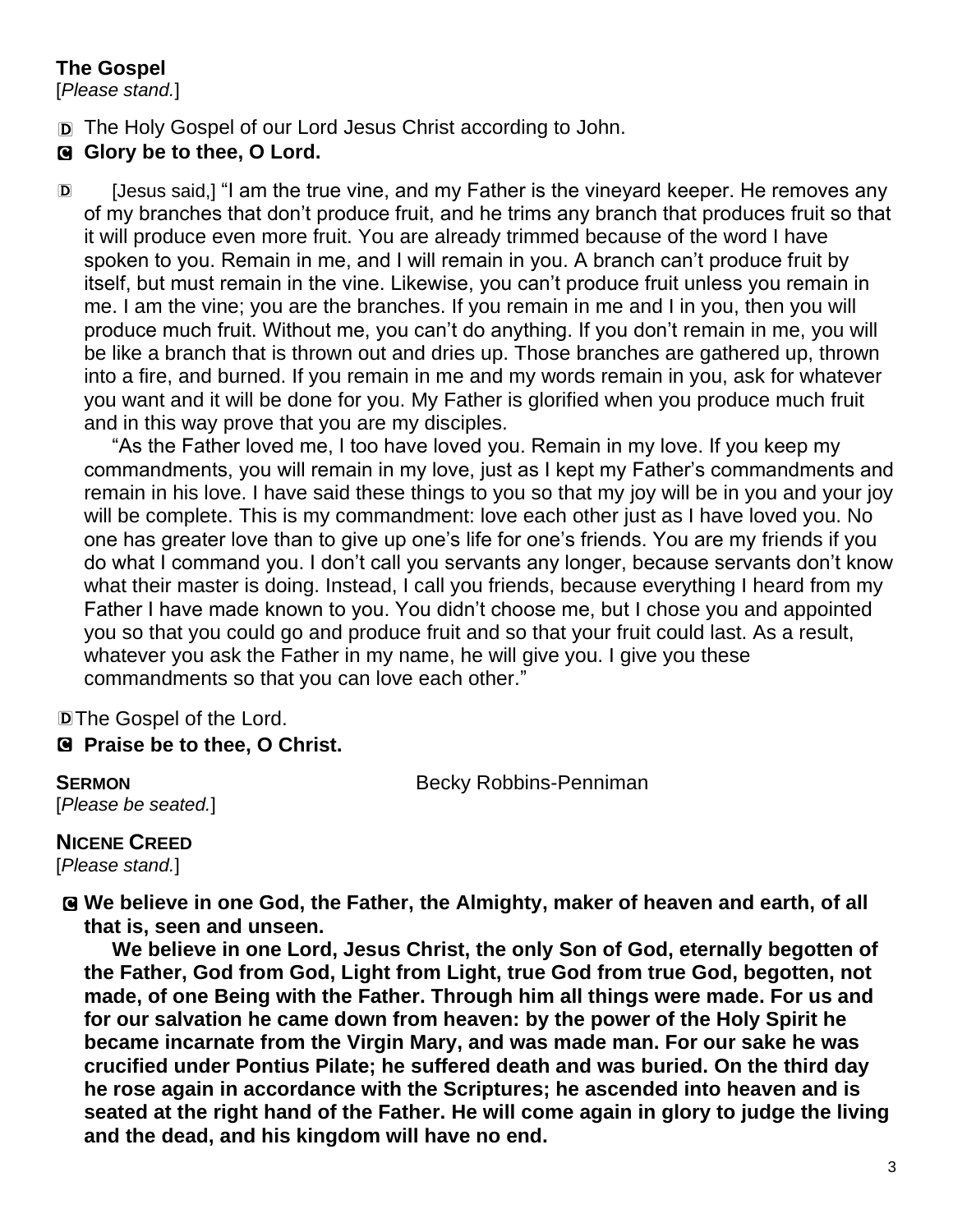**The Gospel**
[*Please stand.*]

D The Holy Gospel of our Lord Jesus Christ according to John.

C **Glory be to thee, O Lord.**

D [Jesus said,] "I am the true vine, and my Father is the vineyard keeper. He removes any of my branches that don't produce fruit, and he trims any branch that produces fruit so that it will produce even more fruit. You are already trimmed because of the word I have spoken to you. Remain in me, and I will remain in you. A branch can't produce fruit by itself, but must remain in the vine. Likewise, you can't produce fruit unless you remain in me. I am the vine; you are the branches. If you remain in me and I in you, then you will produce much fruit. Without me, you can't do anything. If you don't remain in me, you will be like a branch that is thrown out and dries up. Those branches are gathered up, thrown into a fire, and burned. If you remain in me and my words remain in you, ask for whatever you want and it will be done for you. My Father is glorified when you produce much fruit and in this way prove that you are my disciples.

"As the Father loved me, I too have loved you. Remain in my love. If you keep my commandments, you will remain in my love, just as I kept my Father's commandments and remain in his love. I have said these things to you so that my joy will be in you and your joy will be complete. This is my commandment: love each other just as I have loved you. No one has greater love than to give up one's life for one's friends. You are my friends if you do what I command you. I don't call you servants any longer, because servants don't know what their master is doing. Instead, I call you friends, because everything I heard from my Father I have made known to you. You didn't choose me, but I chose you and appointed you so that you could go and produce fruit and so that your fruit could last. As a result, whatever you ask the Father in my name, he will give you. I give you these commandments so that you can love each other."

D The Gospel of the Lord.

C **Praise be to thee, O Christ.**

**SERMON** Becky Robbins-Penniman
[*Please be seated.*]

**NICENE CREED**
[*Please stand.*]

C **We believe in one God, the Father, the Almighty, maker of heaven and earth, of all that is, seen and unseen.**

**We believe in one Lord, Jesus Christ, the only Son of God, eternally begotten of the Father, God from God, Light from Light, true God from true God, begotten, not made, of one Being with the Father. Through him all things were made. For us and for our salvation he came down from heaven: by the power of the Holy Spirit he became incarnate from the Virgin Mary, and was made man. For our sake he was crucified under Pontius Pilate; he suffered death and was buried. On the third day he rose again in accordance with the Scriptures; he ascended into heaven and is seated at the right hand of the Father. He will come again in glory to judge the living and the dead, and his kingdom will have no end.**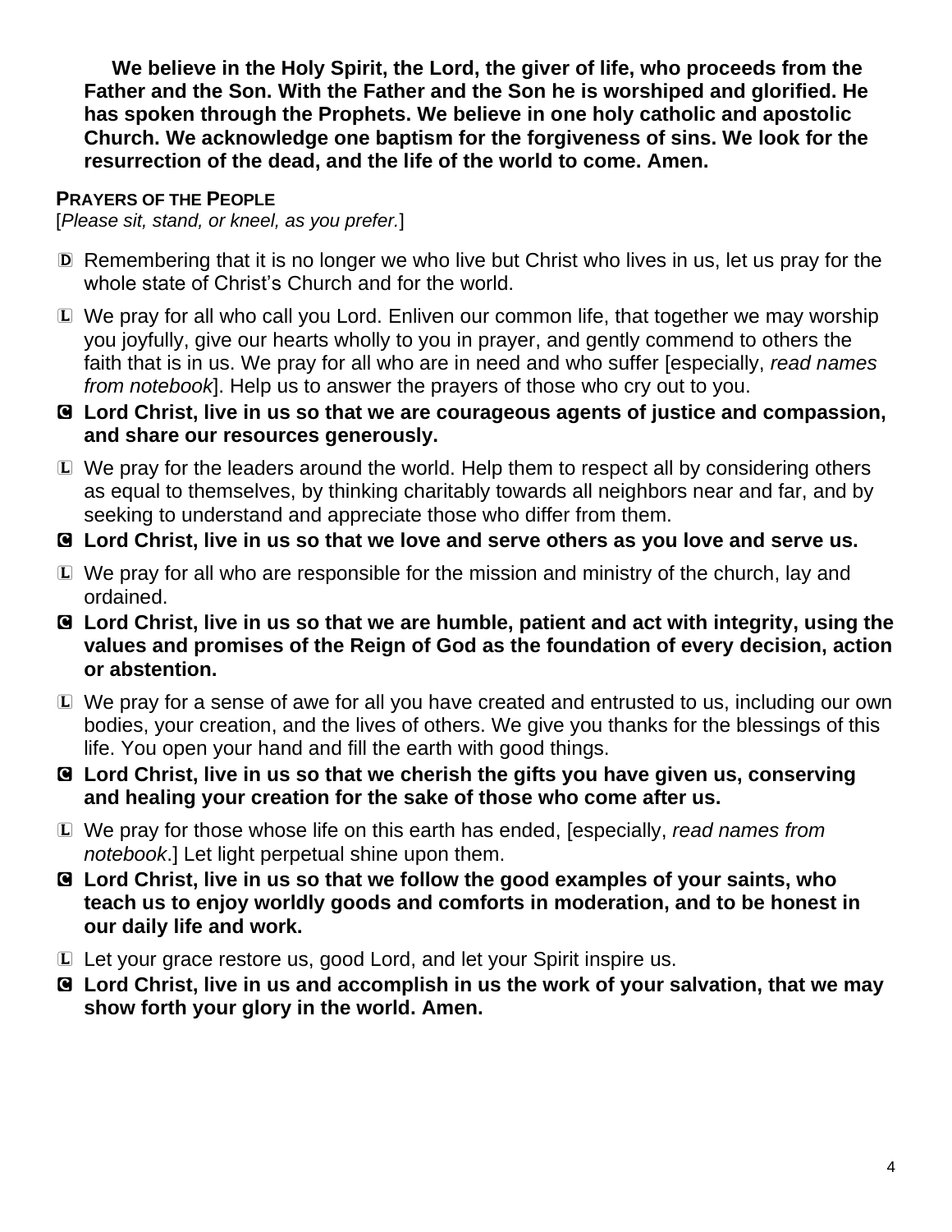**We believe in the Holy Spirit, the Lord, the giver of life, who proceeds from the Father and the Son. With the Father and the Son he is worshiped and glorified. He has spoken through the Prophets. We believe in one holy catholic and apostolic Church. We acknowledge one baptism for the forgiveness of sins. We look for the resurrection of the dead, and the life of the world to come. Amen.**

**PRAYERS OF THE PEOPLE**
[*Please sit, stand, or kneel, as you prefer.*]

Ⓓ Remembering that it is no longer we who live but Christ who lives in us, let us pray for the whole state of Christ's Church and for the world.

Ⓛ We pray for all who call you Lord. Enliven our common life, that together we may worship you joyfully, give our hearts wholly to you in prayer, and gently commend to others the faith that is in us. We pray for all who are in need and who suffer [especially, *read names from notebook*]. Help us to answer the prayers of those who cry out to you.

Ⓒ **Lord Christ, live in us so that we are courageous agents of justice and compassion, and share our resources generously.**

Ⓛ We pray for the leaders around the world. Help them to respect all by considering others as equal to themselves, by thinking charitably towards all neighbors near and far, and by seeking to understand and appreciate those who differ from them.

Ⓒ **Lord Christ, live in us so that we love and serve others as you love and serve us.**

Ⓛ We pray for all who are responsible for the mission and ministry of the church, lay and ordained.

Ⓒ **Lord Christ, live in us so that we are humble, patient and act with integrity, using the values and promises of the Reign of God as the foundation of every decision, action or abstention.**

Ⓛ We pray for a sense of awe for all you have created and entrusted to us, including our own bodies, your creation, and the lives of others. We give you thanks for the blessings of this life. You open your hand and fill the earth with good things.

Ⓒ **Lord Christ, live in us so that we cherish the gifts you have given us, conserving and healing your creation for the sake of those who come after us.**

Ⓛ We pray for those whose life on this earth has ended, [especially, *read names from notebook*.] Let light perpetual shine upon them.

Ⓒ **Lord Christ, live in us so that we follow the good examples of your saints, who teach us to enjoy worldly goods and comforts in moderation, and to be honest in our daily life and work.**

Ⓛ Let your grace restore us, good Lord, and let your Spirit inspire us.

Ⓒ **Lord Christ, live in us and accomplish in us the work of your salvation, that we may show forth your glory in the world. Amen.**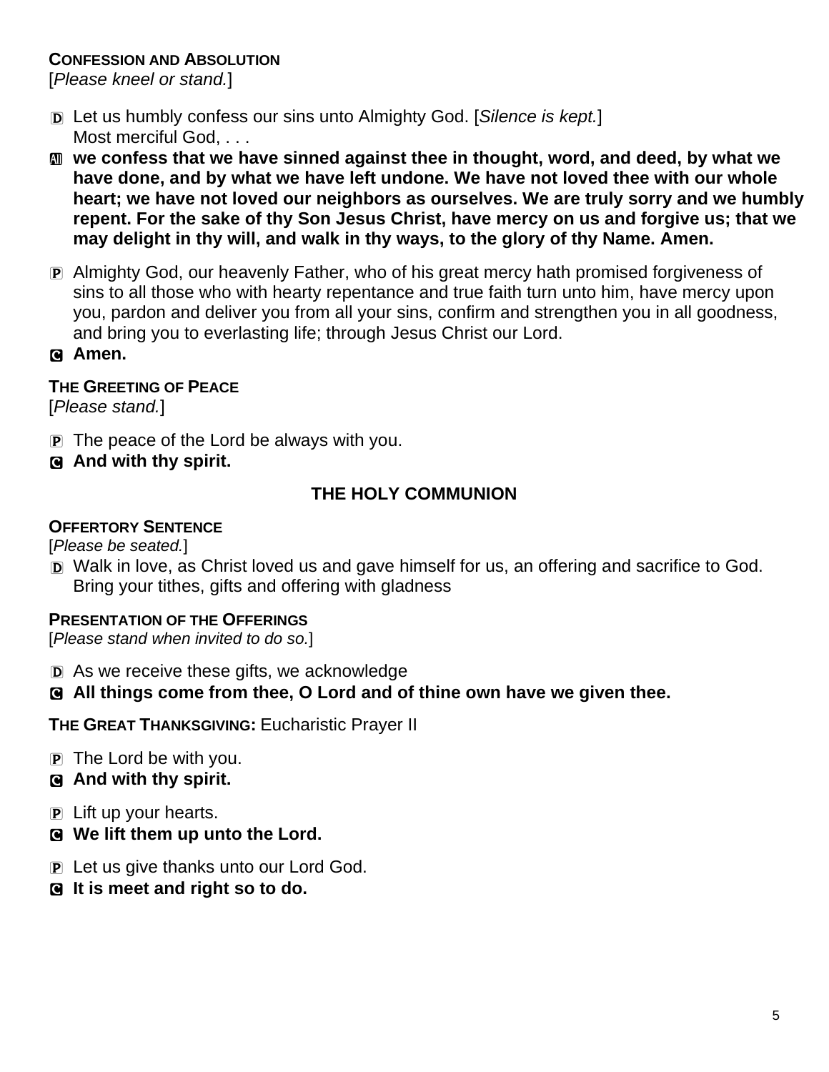**CONFESSION AND ABSOLUTION**
[*Please kneel or stand.*]

D Let us humbly confess our sins unto Almighty God. [*Silence is kept.*]
Most merciful God, . . .

All **we confess that we have sinned against thee in thought, word, and deed, by what we have done, and by what we have left undone. We have not loved thee with our whole heart; we have not loved our neighbors as ourselves. We are truly sorry and we humbly repent. For the sake of thy Son Jesus Christ, have mercy on us and forgive us; that we may delight in thy will, and walk in thy ways, to the glory of thy Name. Amen.**

P Almighty God, our heavenly Father, who of his great mercy hath promised forgiveness of sins to all those who with hearty repentance and true faith turn unto him, have mercy upon you, pardon and deliver you from all your sins, confirm and strengthen you in all goodness, and bring you to everlasting life; through Jesus Christ our Lord.

C **Amen.**

**THE GREETING OF PEACE**
[*Please stand.*]

P The peace of the Lord be always with you.

C **And with thy spirit.**

## THE HOLY COMMUNION

**OFFERTORY SENTENCE**
[*Please be seated.*]

D Walk in love, as Christ loved us and gave himself for us, an offering and sacrifice to God. Bring your tithes, gifts and offering with gladness

**PRESENTATION OF THE OFFERINGS**
[*Please stand when invited to do so.*]

D As we receive these gifts, we acknowledge

C **All things come from thee, O Lord and of thine own have we given thee.**

**THE GREAT THANKSGIVING:** Eucharistic Prayer II

P The Lord be with you.

C **And with thy spirit.**

P Lift up your hearts.

C **We lift them up unto the Lord.**

P Let us give thanks unto our Lord God.

C **It is meet and right so to do.**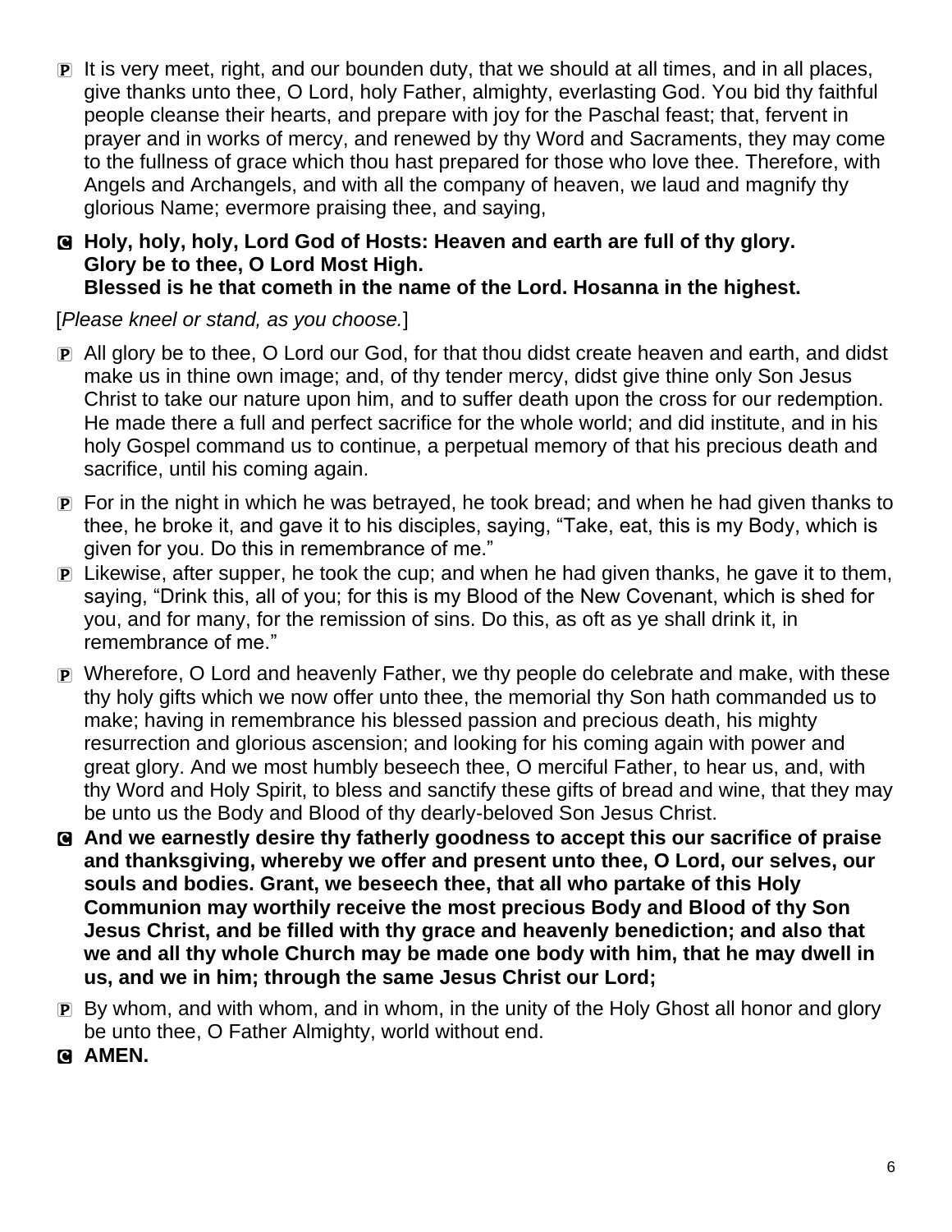P It is very meet, right, and our bounden duty, that we should at all times, and in all places, give thanks unto thee, O Lord, holy Father, almighty, everlasting God. You bid thy faithful people cleanse their hearts, and prepare with joy for the Paschal feast; that, fervent in prayer and in works of mercy, and renewed by thy Word and Sacraments, they may come to the fullness of grace which thou hast prepared for those who love thee. Therefore, with Angels and Archangels, and with all the company of heaven, we laud and magnify thy glorious Name; evermore praising thee, and saying,

C **Holy, holy, holy, Lord God of Hosts: Heaven and earth are full of thy glory. Glory be to thee, O Lord Most High. Blessed is he that cometh in the name of the Lord. Hosanna in the highest.**

[*Please kneel or stand, as you choose.*]

P All glory be to thee, O Lord our God, for that thou didst create heaven and earth, and didst make us in thine own image; and, of thy tender mercy, didst give thine only Son Jesus Christ to take our nature upon him, and to suffer death upon the cross for our redemption. He made there a full and perfect sacrifice for the whole world; and did institute, and in his holy Gospel command us to continue, a perpetual memory of that his precious death and sacrifice, until his coming again.

P For in the night in which he was betrayed, he took bread; and when he had given thanks to thee, he broke it, and gave it to his disciples, saying, "Take, eat, this is my Body, which is given for you. Do this in remembrance of me."

P Likewise, after supper, he took the cup; and when he had given thanks, he gave it to them, saying, "Drink this, all of you; for this is my Blood of the New Covenant, which is shed for you, and for many, for the remission of sins. Do this, as oft as ye shall drink it, in remembrance of me."

P Wherefore, O Lord and heavenly Father, we thy people do celebrate and make, with these thy holy gifts which we now offer unto thee, the memorial thy Son hath commanded us to make; having in remembrance his blessed passion and precious death, his mighty resurrection and glorious ascension; and looking for his coming again with power and great glory. And we most humbly beseech thee, O merciful Father, to hear us, and, with thy Word and Holy Spirit, to bless and sanctify these gifts of bread and wine, that they may be unto us the Body and Blood of thy dearly-beloved Son Jesus Christ.

C **And we earnestly desire thy fatherly goodness to accept this our sacrifice of praise and thanksgiving, whereby we offer and present unto thee, O Lord, our selves, our souls and bodies. Grant, we beseech thee, that all who partake of this Holy Communion may worthily receive the most precious Body and Blood of thy Son Jesus Christ, and be filled with thy grace and heavenly benediction; and also that we and all thy whole Church may be made one body with him, that he may dwell in us, and we in him; through the same Jesus Christ our Lord;**

P By whom, and with whom, and in whom, in the unity of the Holy Ghost all honor and glory be unto thee, O Father Almighty, world without end.

C **AMEN.**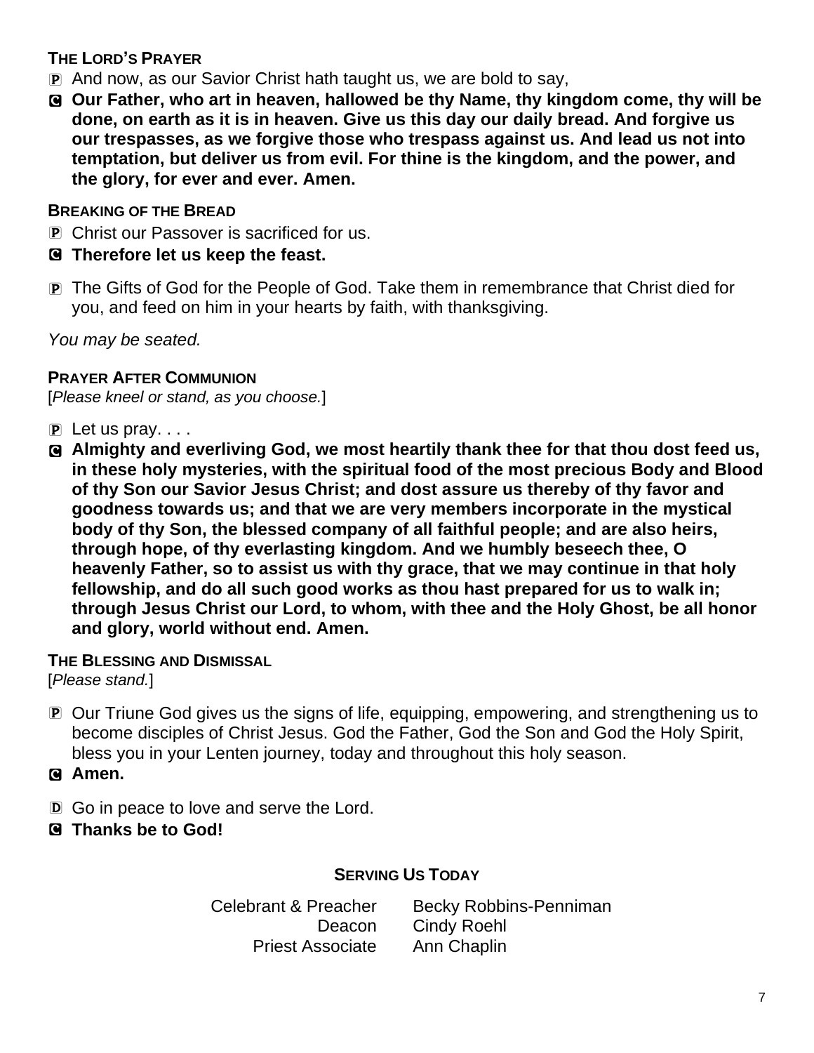**THE LORD'S PRAYER**

P And now, as our Savior Christ hath taught us, we are bold to say,

C **Our Father, who art in heaven, hallowed be thy Name, thy kingdom come, thy will be done, on earth as it is in heaven. Give us this day our daily bread. And forgive us our trespasses, as we forgive those who trespass against us. And lead us not into temptation, but deliver us from evil. For thine is the kingdom, and the power, and the glory, for ever and ever. Amen.**

**BREAKING OF THE BREAD**

P Christ our Passover is sacrificed for us.

C **Therefore let us keep the feast.**

P The Gifts of God for the People of God. Take them in remembrance that Christ died for you, and feed on him in your hearts by faith, with thanksgiving.

*You may be seated.*

**PRAYER AFTER COMMUNION**

[*Please kneel or stand, as you choose.*]

P Let us pray. . . .

C **Almighty and everliving God, we most heartily thank thee for that thou dost feed us, in these holy mysteries, with the spiritual food of the most precious Body and Blood of thy Son our Savior Jesus Christ; and dost assure us thereby of thy favor and goodness towards us; and that we are very members incorporate in the mystical body of thy Son, the blessed company of all faithful people; and are also heirs, through hope, of thy everlasting kingdom. And we humbly beseech thee, O heavenly Father, so to assist us with thy grace, that we may continue in that holy fellowship, and do all such good works as thou hast prepared for us to walk in; through Jesus Christ our Lord, to whom, with thee and the Holy Ghost, be all honor and glory, world without end. Amen.**

**THE BLESSING AND DISMISSAL**

[*Please stand.*]

P Our Triune God gives us the signs of life, equipping, empowering, and strengthening us to become disciples of Christ Jesus. God the Father, God the Son and God the Holy Spirit, bless you in your Lenten journey, today and throughout this holy season.

C **Amen.**

D Go in peace to love and serve the Lord.

C **Thanks be to God!**

**SERVING US TODAY**

| | |
|---|---|
| Celebrant & Preacher | Becky Robbins-Penniman |
| Deacon | Cindy Roehl |
| Priest Associate | Ann Chaplin |